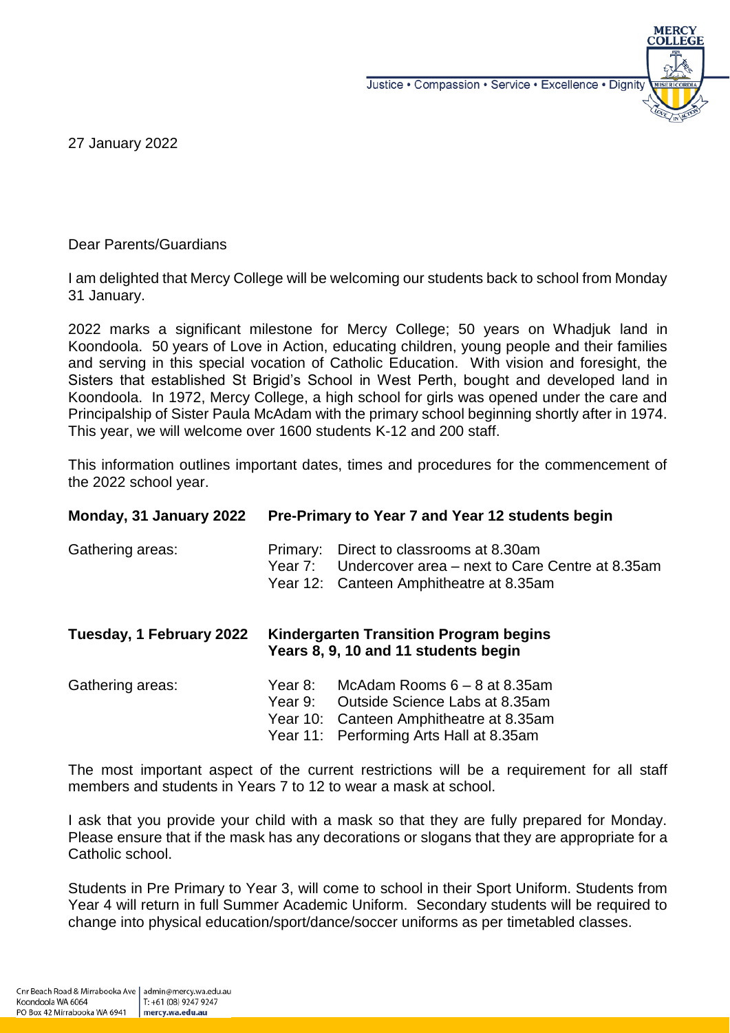Justice • Compassion • Service • Excellence • Dignity

27 January 2022

Dear Parents/Guardians

I am delighted that Mercy College will be welcoming our students back to school from Monday 31 January.

2022 marks a significant milestone for Mercy College; 50 years on Whadjuk land in Koondoola. 50 years of Love in Action, educating children, young people and their families and serving in this special vocation of Catholic Education. With vision and foresight, the Sisters that established St Brigid's School in West Perth, bought and developed land in Koondoola. In 1972, Mercy College, a high school for girls was opened under the care and Principalship of Sister Paula McAdam with the primary school beginning shortly after in 1974. This year, we will welcome over 1600 students K-12 and 200 staff.

This information outlines important dates, times and procedures for the commencement of the 2022 school year.

**Monday, 31 January 2022 — Pre-Primary to Year 7 and Year 12 students begin**

Gathering areas:

- Primary: Direct to classrooms at 8.30am
- Year 7: Undercover area – next to Care Centre at 8.35am
- Year 12: Canteen Amphitheatre at 8.35am

**Tuesday, 1 February 2022 — Kindergarten Transition Program begins; Years 8, 9, 10 and 11 students begin**

Gathering areas:

- Year 8: McAdam Rooms 6 – 8 at 8.35am
- Year 9: Outside Science Labs at 8.35am
- Year 10: Canteen Amphitheatre at 8.35am
- Year 11: Performing Arts Hall at 8.35am

The most important aspect of the current restrictions will be a requirement for all staff members and students in Years 7 to 12 to wear a mask at school.

I ask that you provide your child with a mask so that they are fully prepared for Monday. Please ensure that if the mask has any decorations or slogans that they are appropriate for a Catholic school.

Students in Pre Primary to Year 3, will come to school in their Sport Uniform. Students from Year 4 will return in full Summer Academic Uniform. Secondary students will be required to change into physical education/sport/dance/soccer uniforms as per timetabled classes.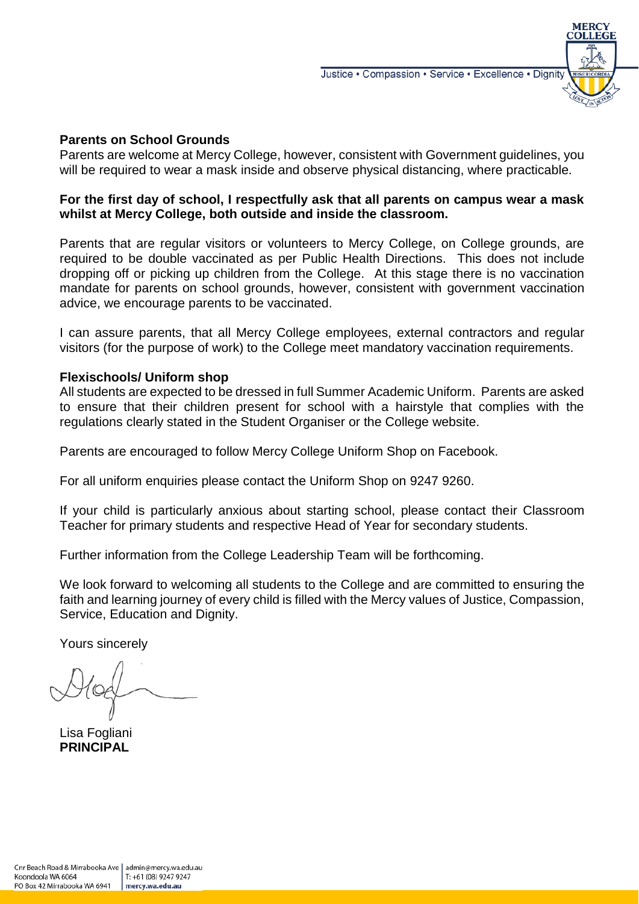**Parents on School Grounds**
Parents are welcome at Mercy College, however, consistent with Government guidelines, you will be required to wear a mask inside and observe physical distancing, where practicable.

**For the first day of school, I respectfully ask that all parents on campus wear a mask whilst at Mercy College, both outside and inside the classroom.**

Parents that are regular visitors or volunteers to Mercy College, on College grounds, are required to be double vaccinated as per Public Health Directions. This does not include dropping off or picking up children from the College. At this stage there is no vaccination mandate for parents on school grounds, however, consistent with government vaccination advice, we encourage parents to be vaccinated.

I can assure parents, that all Mercy College employees, external contractors and regular visitors (for the purpose of work) to the College meet mandatory vaccination requirements.

**Flexischools/ Uniform shop**
All students are expected to be dressed in full Summer Academic Uniform. Parents are asked to ensure that their children present for school with a hairstyle that complies with the regulations clearly stated in the Student Organiser or the College website.

Parents are encouraged to follow Mercy College Uniform Shop on Facebook.

For all uniform enquiries please contact the Uniform Shop on 9247 9260.

If your child is particularly anxious about starting school, please contact their Classroom Teacher for primary students and respective Head of Year for secondary students.

Further information from the College Leadership Team will be forthcoming.

We look forward to welcoming all students to the College and are committed to ensuring the faith and learning journey of every child is filled with the Mercy values of Justice, Compassion, Service, Education and Dignity.

Yours sincerely

Lisa Fogliani
**PRINCIPAL**